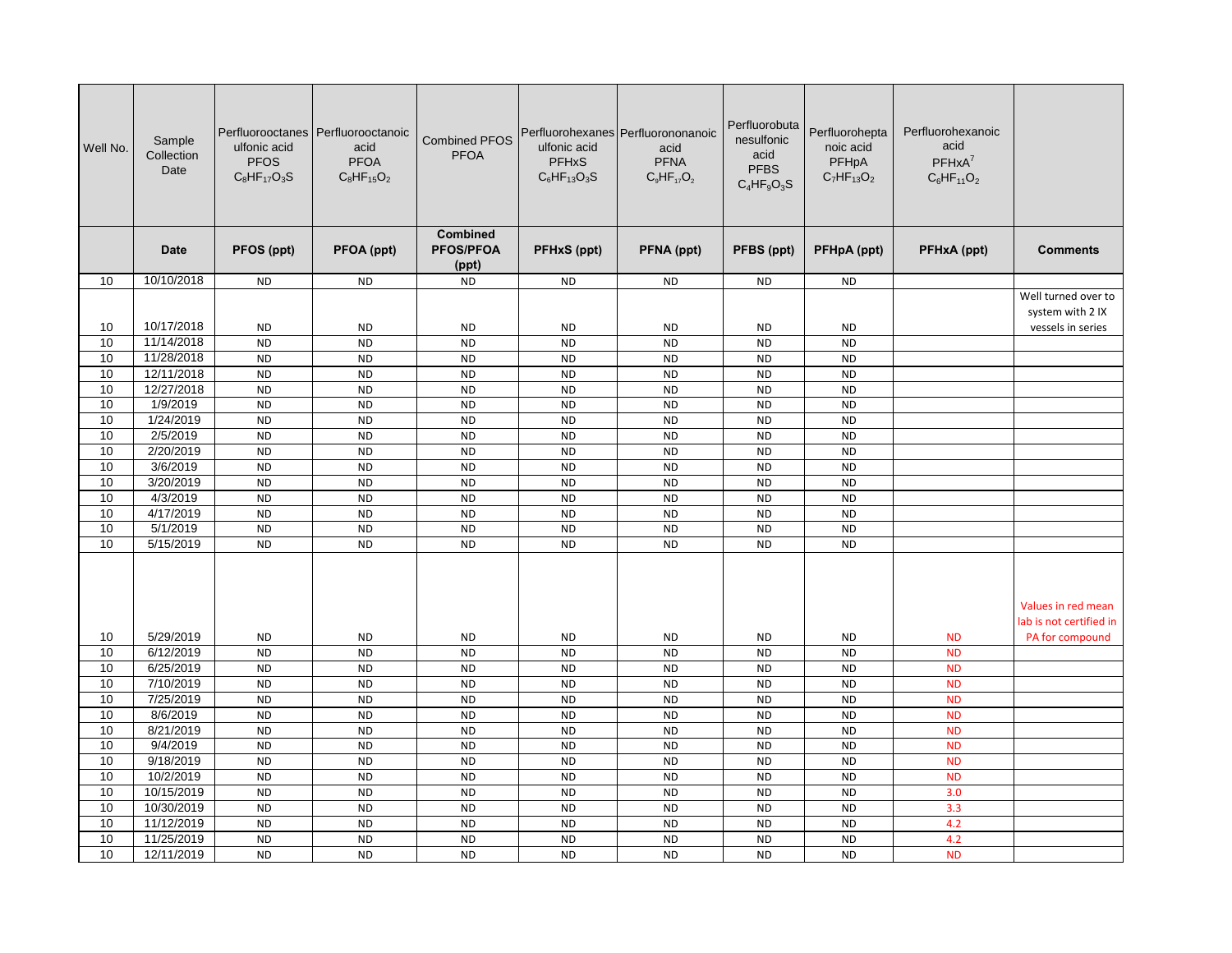| Well No. | Sample Collection Date | Perfluorooctanesulfonic acid PFOS $C_8HF_{17}O_3S$ | Perfluorooctanoic acid PFOA $C_8HF_{15}O_2$ | Combined PFOS PFOA | Perfluorohexanesulfonic acid PFHxS $C_6HF_{13}O_3S$ | Perfluorononanoic acid PFNA $C_9HF_{17}O_2$ | Perfluorobutanesulfonic acid PFBS $C_4HF_9O_3S$ | Perfluoroheptanoic acid PFHpA $C_7HF_{13}O_2$ | Perfluorohexanoic acid PFHxA[7] $C_6HF_{11}O_2$ | |
|---|---|---|---|---|---|---|---|---|---|---|
| | **Date** | **PFOS (ppt)** | **PFOA (ppt)** | **Combined PFOS/PFOA (ppt)** | **PFHxS (ppt)** | **PFNA (ppt)** | **PFBS (ppt)** | **PFHpA (ppt)** | **PFHxA (ppt)** | **Comments** |
| 10 | 10/10/2018 | ND | ND | ND | ND | ND | ND | ND | | |
| 10 | 10/17/2018 | ND | ND | ND | ND | ND | ND | ND | | Well turned over to system with 2 IX vessels in series |
| 10 | 11/14/2018 | ND | ND | ND | ND | ND | ND | ND | | |
| 10 | 11/28/2018 | ND | ND | ND | ND | ND | ND | ND | | |
| 10 | 12/11/2018 | ND | ND | ND | ND | ND | ND | ND | | |
| 10 | 12/27/2018 | ND | ND | ND | ND | ND | ND | ND | | |
| 10 | 1/9/2019 | ND | ND | ND | ND | ND | ND | ND | | |
| 10 | 1/24/2019 | ND | ND | ND | ND | ND | ND | ND | | |
| 10 | 2/5/2019 | ND | ND | ND | ND | ND | ND | ND | | |
| 10 | 2/20/2019 | ND | ND | ND | ND | ND | ND | ND | | |
| 10 | 3/6/2019 | ND | ND | ND | ND | ND | ND | ND | | |
| 10 | 3/20/2019 | ND | ND | ND | ND | ND | ND | ND | | |
| 10 | 4/3/2019 | ND | ND | ND | ND | ND | ND | ND | | |
| 10 | 4/17/2019 | ND | ND | ND | ND | ND | ND | ND | | |
| 10 | 5/1/2019 | ND | ND | ND | ND | ND | ND | ND | | |
| 10 | 5/15/2019 | ND | ND | ND | ND | ND | ND | ND | | |
| 10 | 5/29/2019 | ND | ND | ND | ND | ND | ND | ND | ND | Values in red mean lab is not certified in PA for compound |
| 10 | 6/12/2019 | ND | ND | ND | ND | ND | ND | ND | ND | |
| 10 | 6/25/2019 | ND | ND | ND | ND | ND | ND | ND | ND | |
| 10 | 7/10/2019 | ND | ND | ND | ND | ND | ND | ND | ND | |
| 10 | 7/25/2019 | ND | ND | ND | ND | ND | ND | ND | ND | |
| 10 | 8/6/2019 | ND | ND | ND | ND | ND | ND | ND | ND | |
| 10 | 8/21/2019 | ND | ND | ND | ND | ND | ND | ND | ND | |
| 10 | 9/4/2019 | ND | ND | ND | ND | ND | ND | ND | ND | |
| 10 | 9/18/2019 | ND | ND | ND | ND | ND | ND | ND | ND | |
| 10 | 10/2/2019 | ND | ND | ND | ND | ND | ND | ND | ND | |
| 10 | 10/15/2019 | ND | ND | ND | ND | ND | ND | ND | 3.0 | |
| 10 | 10/30/2019 | ND | ND | ND | ND | ND | ND | ND | 3.3 | |
| 10 | 11/12/2019 | ND | ND | ND | ND | ND | ND | ND | 4.2 | |
| 10 | 11/25/2019 | ND | ND | ND | ND | ND | ND | ND | 4.2 | |
| 10 | 12/11/2019 | ND | ND | ND | ND | ND | ND | ND | ND | |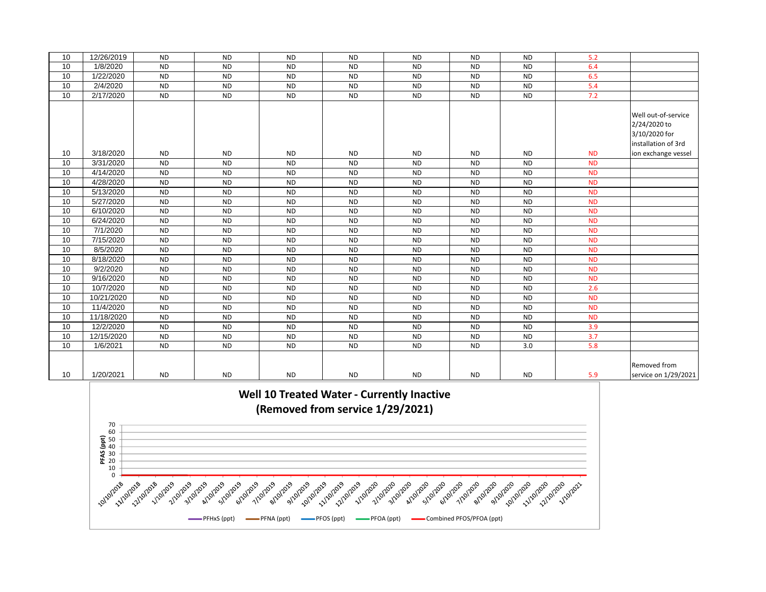| | | | | | | | | | | |
|---|---|---|---|---|---|---|---|---|---|---|
| 10 | 12/26/2019 | ND | ND | ND | ND | ND | ND | ND | 5.2 | |
| 10 | 1/8/2020 | ND | ND | ND | ND | ND | ND | ND | 6.4 | |
| 10 | 1/22/2020 | ND | ND | ND | ND | ND | ND | ND | 6.5 | |
| 10 | 2/4/2020 | ND | ND | ND | ND | ND | ND | ND | 5.4 | |
| 10 | 2/17/2020 | ND | ND | ND | ND | ND | ND | ND | 7.2 | |
| 10 | 3/18/2020 | ND | ND | ND | ND | ND | ND | ND | ND | Well out-of-service 2/24/2020 to 3/10/2020 for installation of 3rd ion exchange vessel |
| 10 | 3/31/2020 | ND | ND | ND | ND | ND | ND | ND | ND | |
| 10 | 4/14/2020 | ND | ND | ND | ND | ND | ND | ND | ND | |
| 10 | 4/28/2020 | ND | ND | ND | ND | ND | ND | ND | ND | |
| 10 | 5/13/2020 | ND | ND | ND | ND | ND | ND | ND | ND | |
| 10 | 5/27/2020 | ND | ND | ND | ND | ND | ND | ND | ND | |
| 10 | 6/10/2020 | ND | ND | ND | ND | ND | ND | ND | ND | |
| 10 | 6/24/2020 | ND | ND | ND | ND | ND | ND | ND | ND | |
| 10 | 7/1/2020 | ND | ND | ND | ND | ND | ND | ND | ND | |
| 10 | 7/15/2020 | ND | ND | ND | ND | ND | ND | ND | ND | |
| 10 | 8/5/2020 | ND | ND | ND | ND | ND | ND | ND | ND | |
| 10 | 8/18/2020 | ND | ND | ND | ND | ND | ND | ND | ND | |
| 10 | 9/2/2020 | ND | ND | ND | ND | ND | ND | ND | ND | |
| 10 | 9/16/2020 | ND | ND | ND | ND | ND | ND | ND | ND | |
| 10 | 10/7/2020 | ND | ND | ND | ND | ND | ND | ND | 2.6 | |
| 10 | 10/21/2020 | ND | ND | ND | ND | ND | ND | ND | ND | |
| 10 | 11/4/2020 | ND | ND | ND | ND | ND | ND | ND | ND | |
| 10 | 11/18/2020 | ND | ND | ND | ND | ND | ND | ND | ND | |
| 10 | 12/2/2020 | ND | ND | ND | ND | ND | ND | ND | 3.9 | |
| 10 | 12/15/2020 | ND | ND | ND | ND | ND | ND | ND | 3.7 | |
| 10 | 1/6/2021 | ND | ND | ND | ND | ND | ND | 3.0 | 5.8 | |
| 10 | 1/20/2021 | ND | ND | ND | ND | ND | ND | ND | 5.9 | Removed from service on 1/29/2021 |

**Well 10 Treated Water - Currently Inactive (Removed from service 1/29/2021)**

PFAS (ppt)

70
60
50
40
30
20
10
0

10/10/2018, 11/10/2018, 12/10/2018, 1/10/2019, 2/10/2019, 3/10/2019, 4/10/2019, 5/10/2019, 6/10/2019, 7/10/2019, 8/10/2019, 9/10/2019, 10/10/2019, 11/10/2019, 12/10/2019, 1/10/2020, 2/10/2020, 3/10/2020, 4/10/2020, 5/10/2020, 6/10/2020, 7/10/2020, 8/10/2020, 9/10/2020, 10/10/2020, 11/10/2020, 12/10/2020, 1/10/2021

PFHxS (ppt) PFNA (ppt) PFOS (ppt) PFOA (ppt) Combined PFOS/PFOA (ppt)